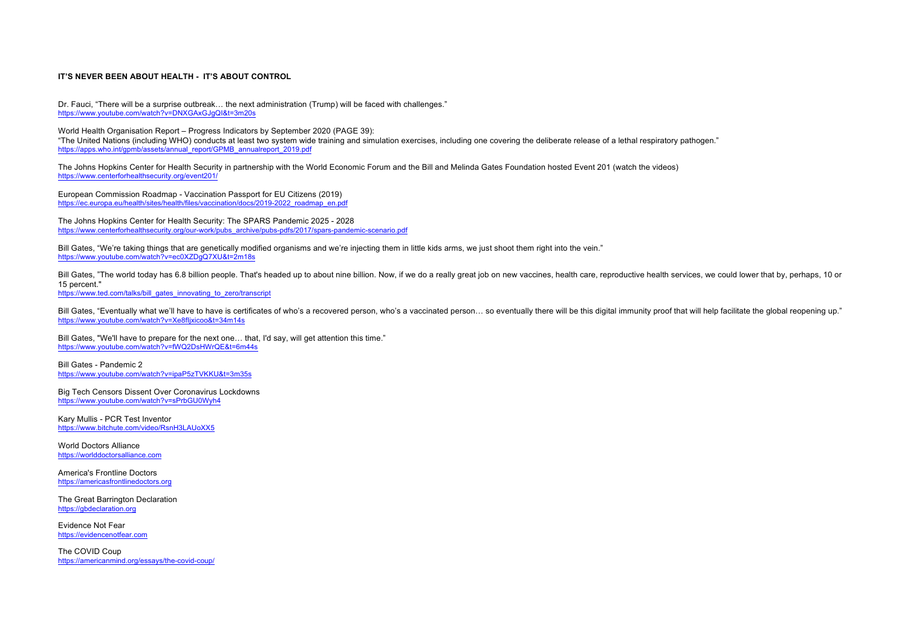**IT'S NEVER BEEN ABOUT HEALTH - IT'S ABOUT CONTROL**

Dr. Fauci, "There will be a surprise outbreak… the next administration (Trump) will be faced with challenges."
https://www.youtube.com/watch?v=DNXGAxGJgQI&t=3m20s

World Health Organisation Report – Progress Indicators by September 2020 (PAGE 39):
"The United Nations (including WHO) conducts at least two system wide training and simulation exercises, including one covering the deliberate release of a lethal respiratory pathogen."
https://apps.who.int/gpmb/assets/annual_report/GPMB_annualreport_2019.pdf

The Johns Hopkins Center for Health Security in partnership with the World Economic Forum and the Bill and Melinda Gates Foundation hosted Event 201 (watch the videos)
https://www.centerforhealthsecurity.org/event201/

European Commission Roadmap - Vaccination Passport for EU Citizens (2019)
https://ec.europa.eu/health/sites/health/files/vaccination/docs/2019-2022_roadmap_en.pdf

The Johns Hopkins Center for Health Security: The SPARS Pandemic 2025 - 2028
https://www.centerforhealthsecurity.org/our-work/pubs_archive/pubs-pdfs/2017/spars-pandemic-scenario.pdf

Bill Gates, "We're taking things that are genetically modified organisms and we're injecting them in little kids arms, we just shoot them right into the vein."
https://www.youtube.com/watch?v=ec0XZDgQ7XU&t=2m18s

Bill Gates, "The world today has 6.8 billion people. That's headed up to about nine billion. Now, if we do a really great job on new vaccines, health care, reproductive health services, we could lower that by, perhaps, 10 or 15 percent."
https://www.ted.com/talks/bill_gates_innovating_to_zero/transcript

Bill Gates, "Eventually what we'll have to have is certificates of who's a recovered person, who's a vaccinated person… so eventually there will be this digital immunity proof that will help facilitate the global reopening up."
https://www.youtube.com/watch?v=Xe8fIjxicoo&t=34m14s

Bill Gates, "We'll have to prepare for the next one… that, I'd say, will get attention this time."
https://www.youtube.com/watch?v=fWQ2DsHWrQE&t=6m44s

Bill Gates - Pandemic 2
https://www.youtube.com/watch?v=ipaP5zTVKKU&t=3m35s

Big Tech Censors Dissent Over Coronavirus Lockdowns
https://www.youtube.com/watch?v=sPrbGU0Wyh4

Kary Mullis - PCR Test Inventor
https://www.bitchute.com/video/RsnH3LAUoXX5

World Doctors Alliance
https://worlddoctorsalliance.com

America's Frontline Doctors
https://americasfrontlinedoctors.org

The Great Barrington Declaration
https://gbdeclaration.org

Evidence Not Fear
https://evidencenotfear.com

The COVID Coup
https://americanmind.org/essays/the-covid-coup/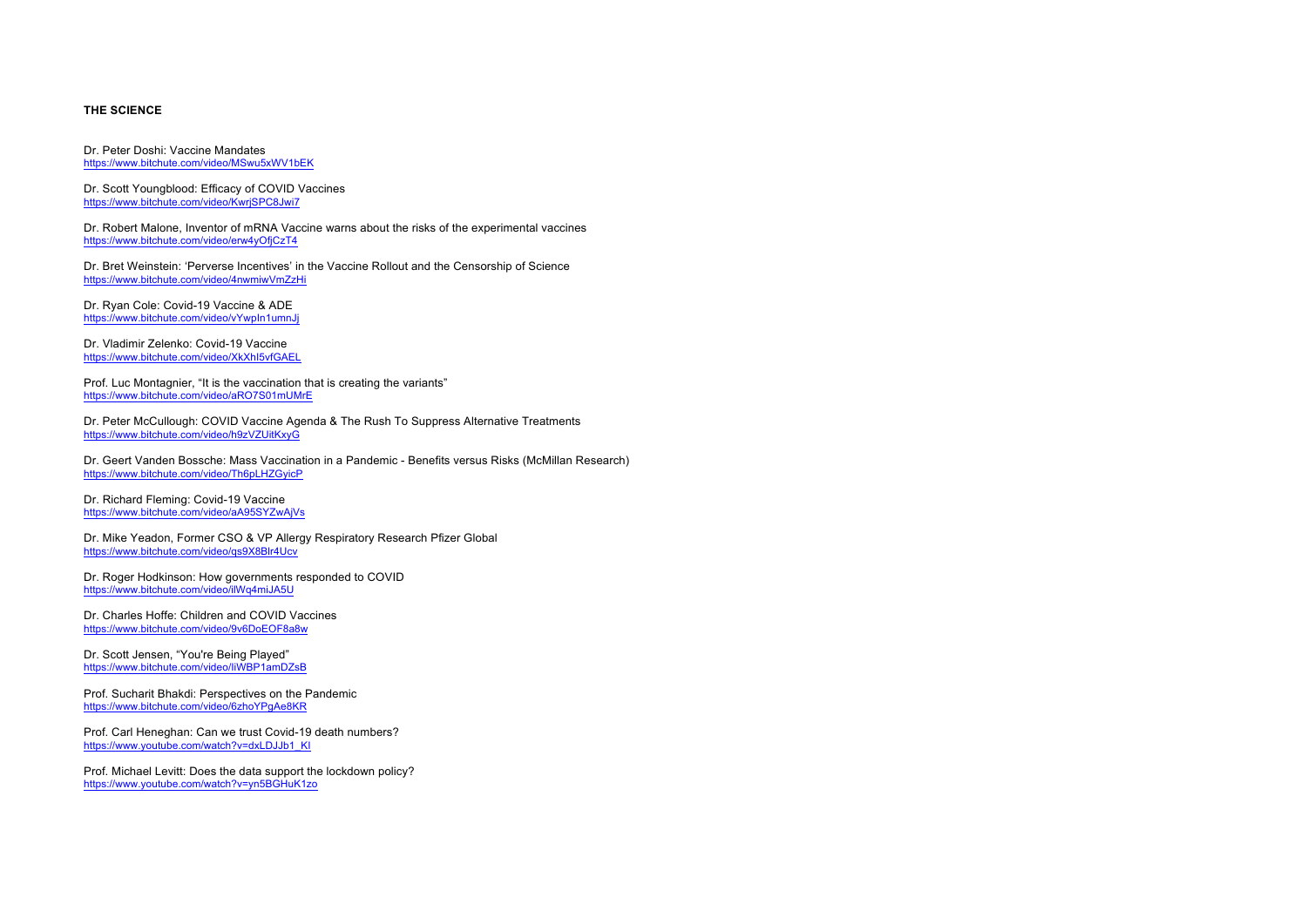**THE SCIENCE**

Dr. Peter Doshi: Vaccine Mandates
https://www.bitchute.com/video/MSwu5xWV1bEK

Dr. Scott Youngblood: Efficacy of COVID Vaccines
https://www.bitchute.com/video/KwrjSPC8Jwi7

Dr. Robert Malone, Inventor of mRNA Vaccine warns about the risks of the experimental vaccines
https://www.bitchute.com/video/erw4yOfjCzT4

Dr. Bret Weinstein: 'Perverse Incentives' in the Vaccine Rollout and the Censorship of Science
https://www.bitchute.com/video/4nwmiwVmZzHi

Dr. Ryan Cole: Covid-19 Vaccine & ADE
https://www.bitchute.com/video/vYwpIn1umnJj

Dr. Vladimir Zelenko: Covid-19 Vaccine
https://www.bitchute.com/video/XkXhI5vfGAEL

Prof. Luc Montagnier, "It is the vaccination that is creating the variants"
https://www.bitchute.com/video/aRO7S01mUMrE

Dr. Peter McCullough: COVID Vaccine Agenda & The Rush To Suppress Alternative Treatments
https://www.bitchute.com/video/h9zVZUitKxyG

Dr. Geert Vanden Bossche: Mass Vaccination in a Pandemic - Benefits versus Risks (McMillan Research)
https://www.bitchute.com/video/Th6pLHZGyicP

Dr. Richard Fleming: Covid-19 Vaccine
https://www.bitchute.com/video/aA95SYZwAjVs

Dr. Mike Yeadon, Former CSO & VP Allergy Respiratory Research Pfizer Global
https://www.bitchute.com/video/qs9X8Blr4Ucv

Dr. Roger Hodkinson: How governments responded to COVID
https://www.bitchute.com/video/ilWq4miJA5U

Dr. Charles Hoffe: Children and COVID Vaccines
https://www.bitchute.com/video/9v6DoEOF8a8w

Dr. Scott Jensen, "You're Being Played"
https://www.bitchute.com/video/IiWBP1amDZsB

Prof. Sucharit Bhakdi: Perspectives on the Pandemic
https://www.bitchute.com/video/6zhoYPgAe8KR

Prof. Carl Heneghan: Can we trust Covid-19 death numbers?
https://www.youtube.com/watch?v=dxLDJJb1_KI

Prof. Michael Levitt: Does the data support the lockdown policy?
https://www.youtube.com/watch?v=yn5BGHuK1zo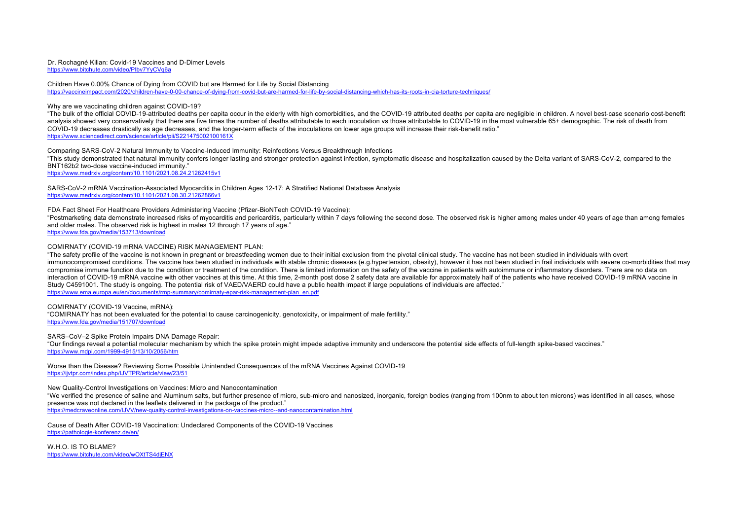Dr. Rochagné Kilian: Covid-19 Vaccines and D-Dimer Levels
https://www.bitchute.com/video/PIbv7YyCVq6a

Children Have 0.00% Chance of Dying from COVID but are Harmed for Life by Social Distancing
https://vaccineimpact.com/2020/children-have-0-00-chance-of-dying-from-covid-but-are-harmed-for-life-by-social-distancing-which-has-its-roots-in-cia-torture-techniques/

Why are we vaccinating children against COVID-19?
"The bulk of the official COVID-19-attributed deaths per capita occur in the elderly with high comorbidities, and the COVID-19 attributed deaths per capita are negligible in children. A novel best-case scenario cost-benefit analysis showed very conservatively that there are five times the number of deaths attributable to each inoculation vs those attributable to COVID-19 in the most vulnerable 65+ demographic. The risk of death from COVID-19 decreases drastically as age decreases, and the longer-term effects of the inoculations on lower age groups will increase their risk-benefit ratio."
https://www.sciencedirect.com/science/article/pii/S221475002100161X

Comparing SARS-CoV-2 Natural Immunity to Vaccine-Induced Immunity: Reinfections Versus Breakthrough Infections
"This study demonstrated that natural immunity confers longer lasting and stronger protection against infection, symptomatic disease and hospitalization caused by the Delta variant of SARS-CoV-2, compared to the BNT162b2 two-dose vaccine-induced immunity."
https://www.medrxiv.org/content/10.1101/2021.08.24.21262415v1

SARS-CoV-2 mRNA Vaccination-Associated Myocarditis in Children Ages 12-17: A Stratified National Database Analysis
https://www.medrxiv.org/content/10.1101/2021.08.30.21262866v1

FDA Fact Sheet For Healthcare Providers Administering Vaccine (Pfizer-BioNTech COVID-19 Vaccine):
"Postmarketing data demonstrate increased risks of myocarditis and pericarditis, particularly within 7 days following the second dose. The observed risk is higher among males under 40 years of age than among females and older males. The observed risk is highest in males 12 through 17 years of age."
https://www.fda.gov/media/153713/download

COMIRNATY (COVID-19 mRNA VACCINE) RISK MANAGEMENT PLAN:
"The safety profile of the vaccine is not known in pregnant or breastfeeding women due to their initial exclusion from the pivotal clinical study. The vaccine has not been studied in individuals with overt immunocompromised conditions. The vaccine has been studied in individuals with stable chronic diseases (e.g.hypertension, obesity), however it has not been studied in frail individuals with severe co-morbidities that may compromise immune function due to the condition or treatment of the condition. There is limited information on the safety of the vaccine in patients with autoimmune or inflammatory disorders. There are no data on interaction of COVID-19 mRNA vaccine with other vaccines at this time. At this time, 2-month post dose 2 safety data are available for approximately half of the patients who have received COVID-19 mRNA vaccine in Study C4591001. The study is ongoing. The potential risk of VAED/VAERD could have a public health impact if large populations of individuals are affected."
https://www.ema.europa.eu/en/documents/rmp-summary/comirnaty-epar-risk-management-plan_en.pdf

COMIRNATY (COVID-19 Vaccine, mRNA):
"COMIRNATY has not been evaluated for the potential to cause carcinogenicity, genotoxicity, or impairment of male fertility."
https://www.fda.gov/media/151707/download

SARS–CoV–2 Spike Protein Impairs DNA Damage Repair:
"Our findings reveal a potential molecular mechanism by which the spike protein might impede adaptive immunity and underscore the potential side effects of full-length spike-based vaccines."
https://www.mdpi.com/1999-4915/13/10/2056/htm

Worse than the Disease? Reviewing Some Possible Unintended Consequences of the mRNA Vaccines Against COVID-19
https://ijvtpr.com/index.php/IJVTPR/article/view/23/51

New Quality-Control Investigations on Vaccines: Micro and Nanocontamination
"We verified the presence of saline and Aluminum salts, but further presence of micro, sub-micro and nanosized, inorganic, foreign bodies (ranging from 100nm to about ten microns) was identified in all cases, whose presence was not declared in the leaflets delivered in the package of the product."
https://medcraveonline.com/IJVV/new-quality-control-investigations-on-vaccines-micro--and-nanocontamination.html

Cause of Death After COVID-19 Vaccination: Undeclared Components of the COVID-19 Vaccines
https://pathologie-konferenz.de/en/

W.H.O. IS TO BLAME?
https://www.bitchute.com/video/wOXtTS4djENX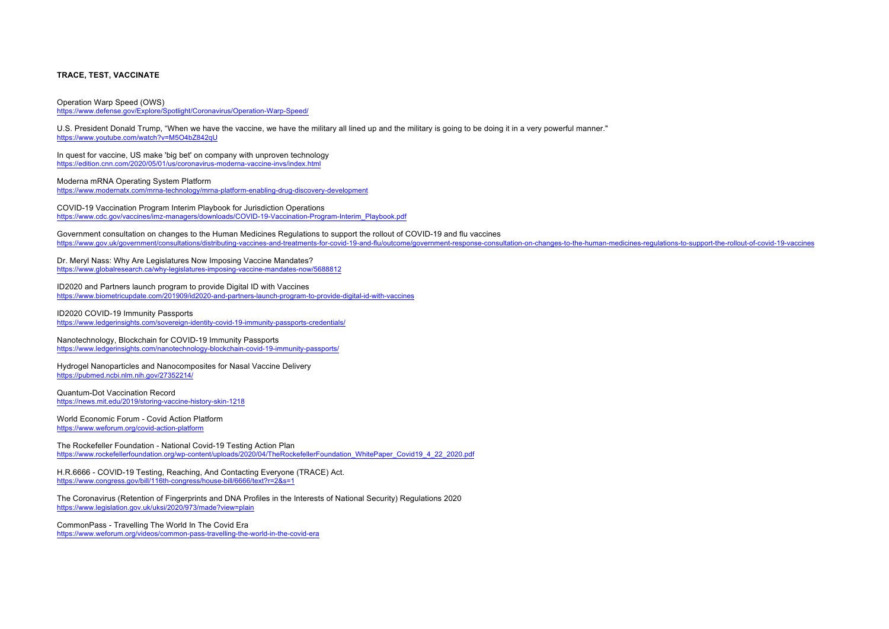**TRACE, TEST, VACCINATE**

Operation Warp Speed (OWS)
https://www.defense.gov/Explore/Spotlight/Coronavirus/Operation-Warp-Speed/

U.S. President Donald Trump, "When we have the vaccine, we have the military all lined up and the military is going to be doing it in a very powerful manner."
https://www.youtube.com/watch?v=M5O4bZ842qU

In quest for vaccine, US make 'big bet' on company with unproven technology
https://edition.cnn.com/2020/05/01/us/coronavirus-moderna-vaccine-invs/index.html

Moderna mRNA Operating System Platform
https://www.modernatx.com/mrna-technology/mrna-platform-enabling-drug-discovery-development

COVID-19 Vaccination Program Interim Playbook for Jurisdiction Operations
https://www.cdc.gov/vaccines/imz-managers/downloads/COVID-19-Vaccination-Program-Interim_Playbook.pdf

Government consultation on changes to the Human Medicines Regulations to support the rollout of COVID-19 and flu vaccines
https://www.gov.uk/government/consultations/distributing-vaccines-and-treatments-for-covid-19-and-flu/outcome/government-response-consultation-on-changes-to-the-human-medicines-regulations-to-support-the-rollout-of-covid-19-vaccines

Dr. Meryl Nass: Why Are Legislatures Now Imposing Vaccine Mandates?
https://www.globalresearch.ca/why-legislatures-imposing-vaccine-mandates-now/5688812

ID2020 and Partners launch program to provide Digital ID with Vaccines
https://www.biometricupdate.com/201909/id2020-and-partners-launch-program-to-provide-digital-id-with-vaccines

ID2020 COVID-19 Immunity Passports
https://www.ledgerinsights.com/sovereign-identity-covid-19-immunity-passports-credentials/

Nanotechnology, Blockchain for COVID-19 Immunity Passports
https://www.ledgerinsights.com/nanotechnology-blockchain-covid-19-immunity-passports/

Hydrogel Nanoparticles and Nanocomposites for Nasal Vaccine Delivery
https://pubmed.ncbi.nlm.nih.gov/27352214/

Quantum-Dot Vaccination Record
https://news.mit.edu/2019/storing-vaccine-history-skin-1218

World Economic Forum - Covid Action Platform
https://www.weforum.org/covid-action-platform

The Rockefeller Foundation - National Covid-19 Testing Action Plan
https://www.rockefellerfoundation.org/wp-content/uploads/2020/04/TheRockefellerFoundation_WhitePaper_Covid19_4_22_2020.pdf

H.R.6666 - COVID-19 Testing, Reaching, And Contacting Everyone (TRACE) Act.
https://www.congress.gov/bill/116th-congress/house-bill/6666/text?r=2&s=1

The Coronavirus (Retention of Fingerprints and DNA Profiles in the Interests of National Security) Regulations 2020
https://www.legislation.gov.uk/uksi/2020/973/made?view=plain

CommonPass - Travelling The World In The Covid Era
https://www.weforum.org/videos/common-pass-travelling-the-world-in-the-covid-era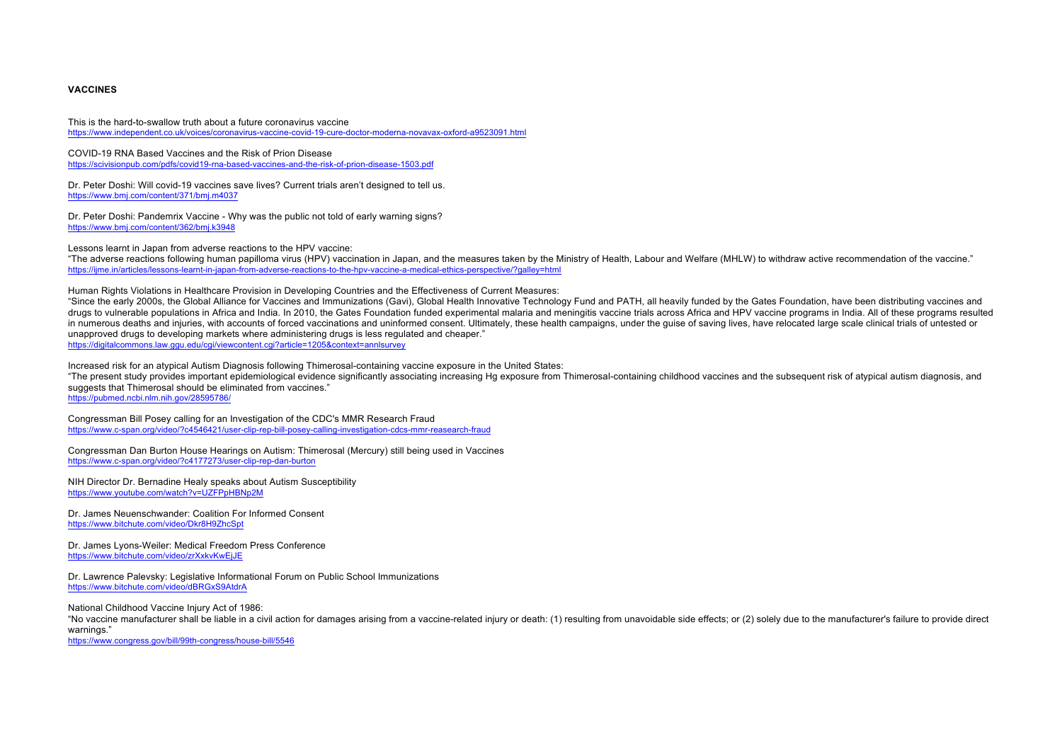**VACCINES**

This is the hard-to-swallow truth about a future coronavirus vaccine
https://www.independent.co.uk/voices/coronavirus-vaccine-covid-19-cure-doctor-moderna-novavax-oxford-a9523091.html

COVID-19 RNA Based Vaccines and the Risk of Prion Disease
https://scivisionpub.com/pdfs/covid19-rna-based-vaccines-and-the-risk-of-prion-disease-1503.pdf

Dr. Peter Doshi: Will covid-19 vaccines save lives? Current trials aren't designed to tell us.
https://www.bmj.com/content/371/bmj.m4037

Dr. Peter Doshi: Pandemrix Vaccine - Why was the public not told of early warning signs?
https://www.bmj.com/content/362/bmj.k3948

Lessons learnt in Japan from adverse reactions to the HPV vaccine:
"The adverse reactions following human papilloma virus (HPV) vaccination in Japan, and the measures taken by the Ministry of Health, Labour and Welfare (MHLW) to withdraw active recommendation of the vaccine."
https://ijme.in/articles/lessons-learnt-in-japan-from-adverse-reactions-to-the-hpv-vaccine-a-medical-ethics-perspective/?galley=html

Human Rights Violations in Healthcare Provision in Developing Countries and the Effectiveness of Current Measures:
"Since the early 2000s, the Global Alliance for Vaccines and Immunizations (Gavi), Global Health Innovative Technology Fund and PATH, all heavily funded by the Gates Foundation, have been distributing vaccines and drugs to vulnerable populations in Africa and India. In 2010, the Gates Foundation funded experimental malaria and meningitis vaccine trials across Africa and HPV vaccine programs in India. All of these programs resulted in numerous deaths and injuries, with accounts of forced vaccinations and uninformed consent. Ultimately, these health campaigns, under the guise of saving lives, have relocated large scale clinical trials of untested or unapproved drugs to developing markets where administering drugs is less regulated and cheaper."
https://digitalcommons.law.ggu.edu/cgi/viewcontent.cgi?article=1205&context=annlsurvey

Increased risk for an atypical Autism Diagnosis following Thimerosal-containing vaccine exposure in the United States:
"The present study provides important epidemiological evidence significantly associating increasing Hg exposure from Thimerosal-containing childhood vaccines and the subsequent risk of atypical autism diagnosis, and suggests that Thimerosal should be eliminated from vaccines."
https://pubmed.ncbi.nlm.nih.gov/28595786/

Congressman Bill Posey calling for an Investigation of the CDC's MMR Research Fraud
https://www.c-span.org/video/?c4546421/user-clip-rep-bill-posey-calling-investigation-cdcs-mmr-reasearch-fraud

Congressman Dan Burton House Hearings on Autism: Thimerosal (Mercury) still being used in Vaccines
https://www.c-span.org/video/?c4177273/user-clip-rep-dan-burton

NIH Director Dr. Bernadine Healy speaks about Autism Susceptibility
https://www.youtube.com/watch?v=UZFPpHBNp2M

Dr. James Neuenschwander: Coalition For Informed Consent
https://www.bitchute.com/video/Dkr8H9ZhcSpt

Dr. James Lyons-Weiler: Medical Freedom Press Conference
https://www.bitchute.com/video/zrXxkvKwEjJE

Dr. Lawrence Palevsky: Legislative Informational Forum on Public School Immunizations
https://www.bitchute.com/video/dBRGxS9AtdrA

National Childhood Vaccine Injury Act of 1986:
"No vaccine manufacturer shall be liable in a civil action for damages arising from a vaccine-related injury or death: (1) resulting from unavoidable side effects; or (2) solely due to the manufacturer's failure to provide direct warnings."
https://www.congress.gov/bill/99th-congress/house-bill/5546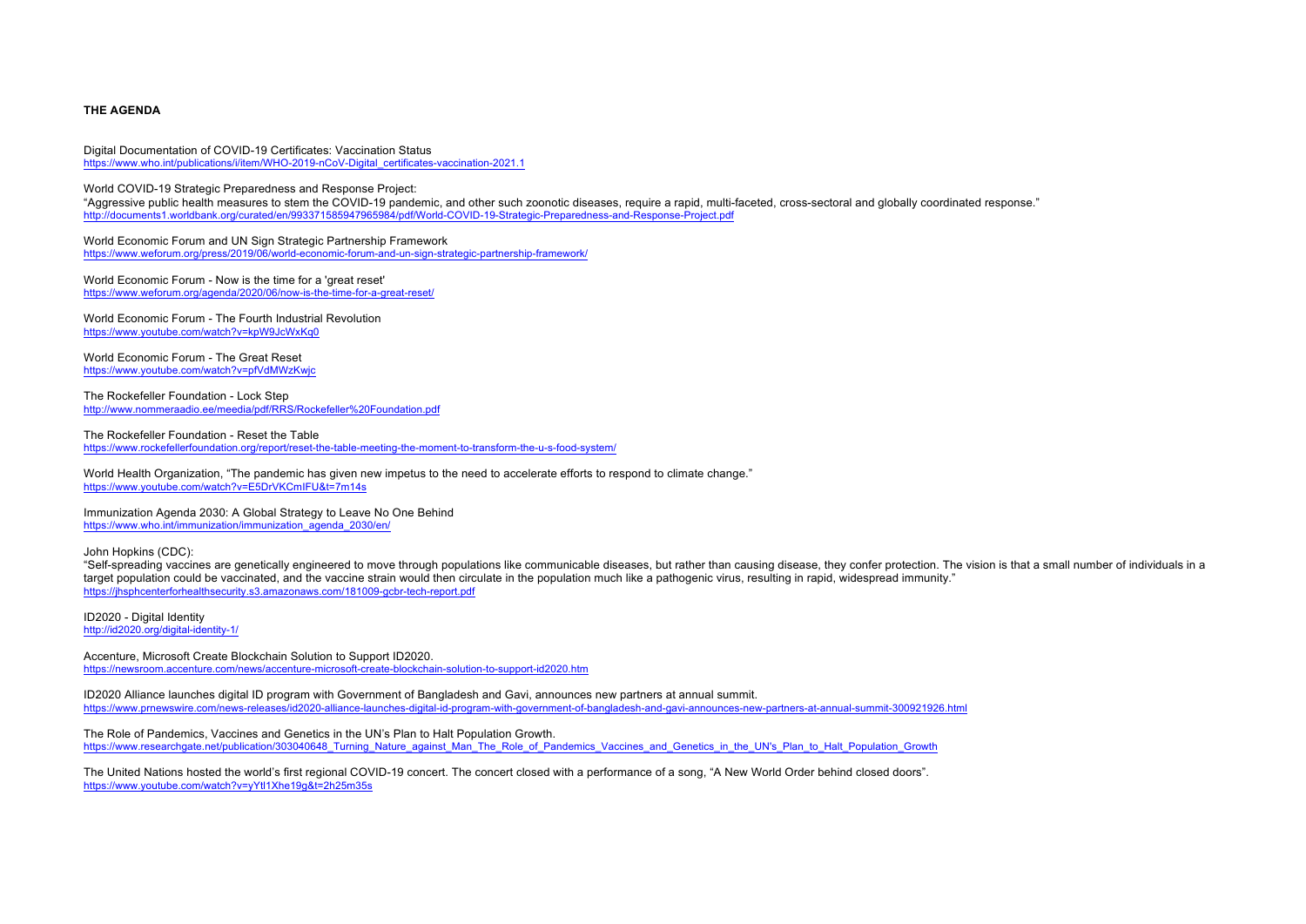**THE AGENDA**

Digital Documentation of COVID-19 Certificates: Vaccination Status
https://www.who.int/publications/i/item/WHO-2019-nCoV-Digital_certificates-vaccination-2021.1

World COVID-19 Strategic Preparedness and Response Project:
"Aggressive public health measures to stem the COVID-19 pandemic, and other such zoonotic diseases, require a rapid, multi-faceted, cross-sectoral and globally coordinated response."
http://documents1.worldbank.org/curated/en/993371585947965984/pdf/World-COVID-19-Strategic-Preparedness-and-Response-Project.pdf

World Economic Forum and UN Sign Strategic Partnership Framework
https://www.weforum.org/press/2019/06/world-economic-forum-and-un-sign-strategic-partnership-framework/

World Economic Forum - Now is the time for a 'great reset'
https://www.weforum.org/agenda/2020/06/now-is-the-time-for-a-great-reset/

World Economic Forum - The Fourth Industrial Revolution
https://www.youtube.com/watch?v=kpW9JcWxKq0

World Economic Forum - The Great Reset
https://www.youtube.com/watch?v=pfVdMWzKwjc

The Rockefeller Foundation - Lock Step
http://www.nommeraadio.ee/meedia/pdf/RRS/Rockefeller%20Foundation.pdf

The Rockefeller Foundation - Reset the Table
https://www.rockefellerfoundation.org/report/reset-the-table-meeting-the-moment-to-transform-the-u-s-food-system/

World Health Organization, "The pandemic has given new impetus to the need to accelerate efforts to respond to climate change."
https://www.youtube.com/watch?v=E5DrVKCmIFU&t=7m14s

Immunization Agenda 2030: A Global Strategy to Leave No One Behind
https://www.who.int/immunization/immunization_agenda_2030/en/

John Hopkins (CDC):
"Self-spreading vaccines are genetically engineered to move through populations like communicable diseases, but rather than causing disease, they confer protection. The vision is that a small number of individuals in a target population could be vaccinated, and the vaccine strain would then circulate in the population much like a pathogenic virus, resulting in rapid, widespread immunity."
https://jhsphcenterforhealthsecurity.s3.amazonaws.com/181009-gcbr-tech-report.pdf

ID2020 - Digital Identity
http://id2020.org/digital-identity-1/

Accenture, Microsoft Create Blockchain Solution to Support ID2020.
https://newsroom.accenture.com/news/accenture-microsoft-create-blockchain-solution-to-support-id2020.htm

ID2020 Alliance launches digital ID program with Government of Bangladesh and Gavi, announces new partners at annual summit.
https://www.prnewswire.com/news-releases/id2020-alliance-launches-digital-id-program-with-government-of-bangladesh-and-gavi-announces-new-partners-at-annual-summit-300921926.html

The Role of Pandemics, Vaccines and Genetics in the UN's Plan to Halt Population Growth.
https://www.researchgate.net/publication/303040648_Turning_Nature_against_Man_The_Role_of_Pandemics_Vaccines_and_Genetics_in_the_UN's_Plan_to_Halt_Population_Growth

The United Nations hosted the world's first regional COVID-19 concert. The concert closed with a performance of a song, "A New World Order behind closed doors".
https://www.youtube.com/watch?v=yYtI1Xhe19g&t=2h25m35s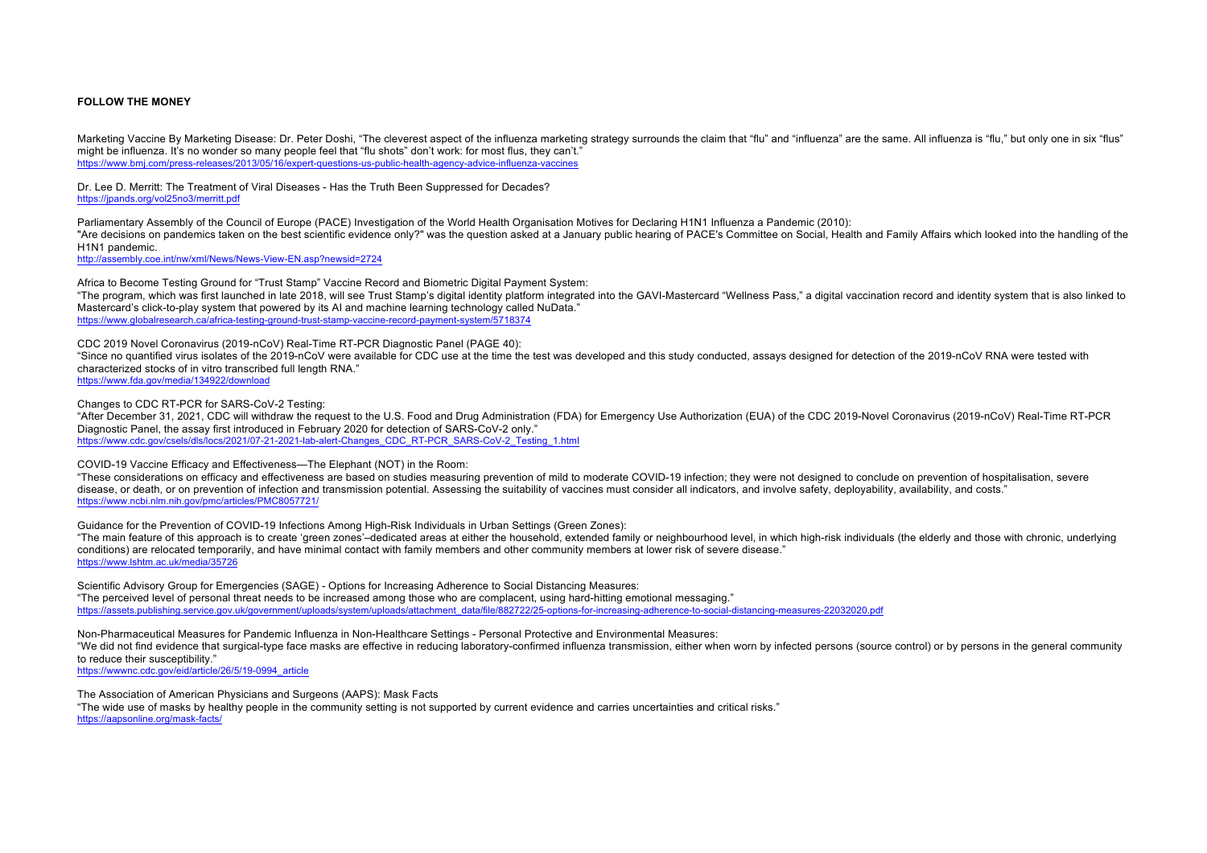**FOLLOW THE MONEY**

Marketing Vaccine By Marketing Disease: Dr. Peter Doshi, "The cleverest aspect of the influenza marketing strategy surrounds the claim that "flu" and "influenza" are the same. All influenza is "flu," but only one in six "flus" might be influenza. It's no wonder so many people feel that "flu shots" don't work: for most flus, they can't."
https://www.bmj.com/press-releases/2013/05/16/expert-questions-us-public-health-agency-advice-influenza-vaccines

Dr. Lee D. Merritt: The Treatment of Viral Diseases - Has the Truth Been Suppressed for Decades?
https://jpands.org/vol25no3/merritt.pdf

Parliamentary Assembly of the Council of Europe (PACE) Investigation of the World Health Organisation Motives for Declaring H1N1 Influenza a Pandemic (2010):
"Are decisions on pandemics taken on the best scientific evidence only?" was the question asked at a January public hearing of PACE's Committee on Social, Health and Family Affairs which looked into the handling of the H1N1 pandemic.
http://assembly.coe.int/nw/xml/News/News-View-EN.asp?newsid=2724

Africa to Become Testing Ground for "Trust Stamp" Vaccine Record and Biometric Digital Payment System:
"The program, which was first launched in late 2018, will see Trust Stamp's digital identity platform integrated into the GAVI-Mastercard "Wellness Pass," a digital vaccination record and identity system that is also linked to Mastercard's click-to-play system that powered by its AI and machine learning technology called NuData."
https://www.globalresearch.ca/africa-testing-ground-trust-stamp-vaccine-record-payment-system/5718374

CDC 2019 Novel Coronavirus (2019-nCoV) Real-Time RT-PCR Diagnostic Panel (PAGE 40):
"Since no quantified virus isolates of the 2019-nCoV were available for CDC use at the time the test was developed and this study conducted, assays designed for detection of the 2019-nCoV RNA were tested with characterized stocks of in vitro transcribed full length RNA."
https://www.fda.gov/media/134922/download

Changes to CDC RT-PCR for SARS-CoV-2 Testing:
"After December 31, 2021, CDC will withdraw the request to the U.S. Food and Drug Administration (FDA) for Emergency Use Authorization (EUA) of the CDC 2019-Novel Coronavirus (2019-nCoV) Real-Time RT-PCR Diagnostic Panel, the assay first introduced in February 2020 for detection of SARS-CoV-2 only."
https://www.cdc.gov/csels/dls/locs/2021/07-21-2021-lab-alert-Changes_CDC_RT-PCR_SARS-CoV-2_Testing_1.html

COVID-19 Vaccine Efficacy and Effectiveness—The Elephant (NOT) in the Room:
"These considerations on efficacy and effectiveness are based on studies measuring prevention of mild to moderate COVID-19 infection; they were not designed to conclude on prevention of hospitalisation, severe disease, or death, or on prevention of infection and transmission potential. Assessing the suitability of vaccines must consider all indicators, and involve safety, deployability, availability, and costs."
https://www.ncbi.nlm.nih.gov/pmc/articles/PMC8057721/

Guidance for the Prevention of COVID-19 Infections Among High-Risk Individuals in Urban Settings (Green Zones):
"The main feature of this approach is to create 'green zones'–dedicated areas at either the household, extended family or neighbourhood level, in which high-risk individuals (the elderly and those with chronic, underlying conditions) are relocated temporarily, and have minimal contact with family members and other community members at lower risk of severe disease."
https://www.lshtm.ac.uk/media/35726

Scientific Advisory Group for Emergencies (SAGE) - Options for Increasing Adherence to Social Distancing Measures:
"The perceived level of personal threat needs to be increased among those who are complacent, using hard-hitting emotional messaging."
https://assets.publishing.service.gov.uk/government/uploads/system/uploads/attachment_data/file/882722/25-options-for-increasing-adherence-to-social-distancing-measures-22032020.pdf

Non-Pharmaceutical Measures for Pandemic Influenza in Non-Healthcare Settings - Personal Protective and Environmental Measures:
"We did not find evidence that surgical-type face masks are effective in reducing laboratory-confirmed influenza transmission, either when worn by infected persons (source control) or by persons in the general community to reduce their susceptibility."
https://wwwnc.cdc.gov/eid/article/26/5/19-0994_article

The Association of American Physicians and Surgeons (AAPS): Mask Facts
"The wide use of masks by healthy people in the community setting is not supported by current evidence and carries uncertainties and critical risks."
https://aapsonline.org/mask-facts/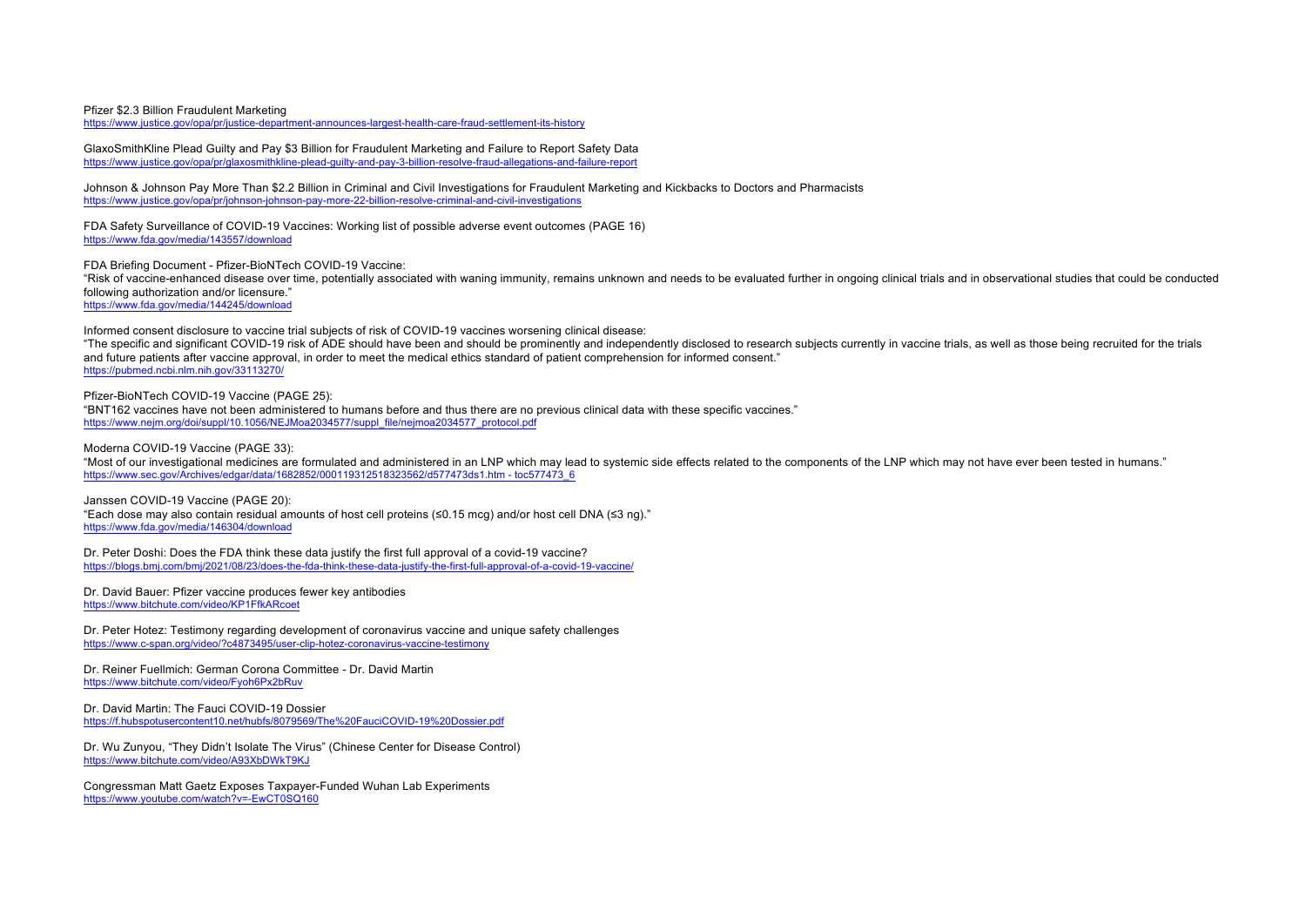Pfizer $2.3 Billion Fraudulent Marketing
https://www.justice.gov/opa/pr/justice-department-announces-largest-health-care-fraud-settlement-its-history

GlaxoSmithKline Plead Guilty and Pay $3 Billion for Fraudulent Marketing and Failure to Report Safety Data
https://www.justice.gov/opa/pr/glaxosmithkline-plead-guilty-and-pay-3-billion-resolve-fraud-allegations-and-failure-report

Johnson & Johnson Pay More Than $2.2 Billion in Criminal and Civil Investigations for Fraudulent Marketing and Kickbacks to Doctors and Pharmacists
https://www.justice.gov/opa/pr/johnson-johnson-pay-more-22-billion-resolve-criminal-and-civil-investigations

FDA Safety Surveillance of COVID-19 Vaccines: Working list of possible adverse event outcomes (PAGE 16)
https://www.fda.gov/media/143557/download

FDA Briefing Document - Pfizer-BioNTech COVID-19 Vaccine:
"Risk of vaccine-enhanced disease over time, potentially associated with waning immunity, remains unknown and needs to be evaluated further in ongoing clinical trials and in observational studies that could be conducted following authorization and/or licensure."
https://www.fda.gov/media/144245/download

Informed consent disclosure to vaccine trial subjects of risk of COVID-19 vaccines worsening clinical disease:
"The specific and significant COVID-19 risk of ADE should have been and should be prominently and independently disclosed to research subjects currently in vaccine trials, as well as those being recruited for the trials and future patients after vaccine approval, in order to meet the medical ethics standard of patient comprehension for informed consent."
https://pubmed.ncbi.nlm.nih.gov/33113270/

Pfizer-BioNTech COVID-19 Vaccine (PAGE 25):
"BNT162 vaccines have not been administered to humans before and thus there are no previous clinical data with these specific vaccines."
https://www.nejm.org/doi/suppl/10.1056/NEJMoa2034577/suppl_file/nejmoa2034577_protocol.pdf

Moderna COVID-19 Vaccine (PAGE 33):
"Most of our investigational medicines are formulated and administered in an LNP which may lead to systemic side effects related to the components of the LNP which may not have ever been tested in humans."
https://www.sec.gov/Archives/edgar/data/1682852/000119312518323562/d577473ds1.htm - toc577473_6

Janssen COVID-19 Vaccine (PAGE 20):
"Each dose may also contain residual amounts of host cell proteins (≤0.15 mcg) and/or host cell DNA (≤3 ng)."
https://www.fda.gov/media/146304/download

Dr. Peter Doshi: Does the FDA think these data justify the first full approval of a covid-19 vaccine?
https://blogs.bmj.com/bmj/2021/08/23/does-the-fda-think-these-data-justify-the-first-full-approval-of-a-covid-19-vaccine/

Dr. David Bauer: Pfizer vaccine produces fewer key antibodies
https://www.bitchute.com/video/KP1FfkARcoet

Dr. Peter Hotez: Testimony regarding development of coronavirus vaccine and unique safety challenges
https://www.c-span.org/video/?c4873495/user-clip-hotez-coronavirus-vaccine-testimony

Dr. Reiner Fuellmich: German Corona Committee - Dr. David Martin
https://www.bitchute.com/video/Fyoh6Px2bRuv

Dr. David Martin: The Fauci COVID-19 Dossier
https://f.hubspotusercontent10.net/hubfs/8079569/The%20FauciCOVID-19%20Dossier.pdf

Dr. Wu Zunyou, "They Didn't Isolate The Virus" (Chinese Center for Disease Control)
https://www.bitchute.com/video/A93XbDWkT9KJ

Congressman Matt Gaetz Exposes Taxpayer-Funded Wuhan Lab Experiments
https://www.youtube.com/watch?v=-EwCT0SQ160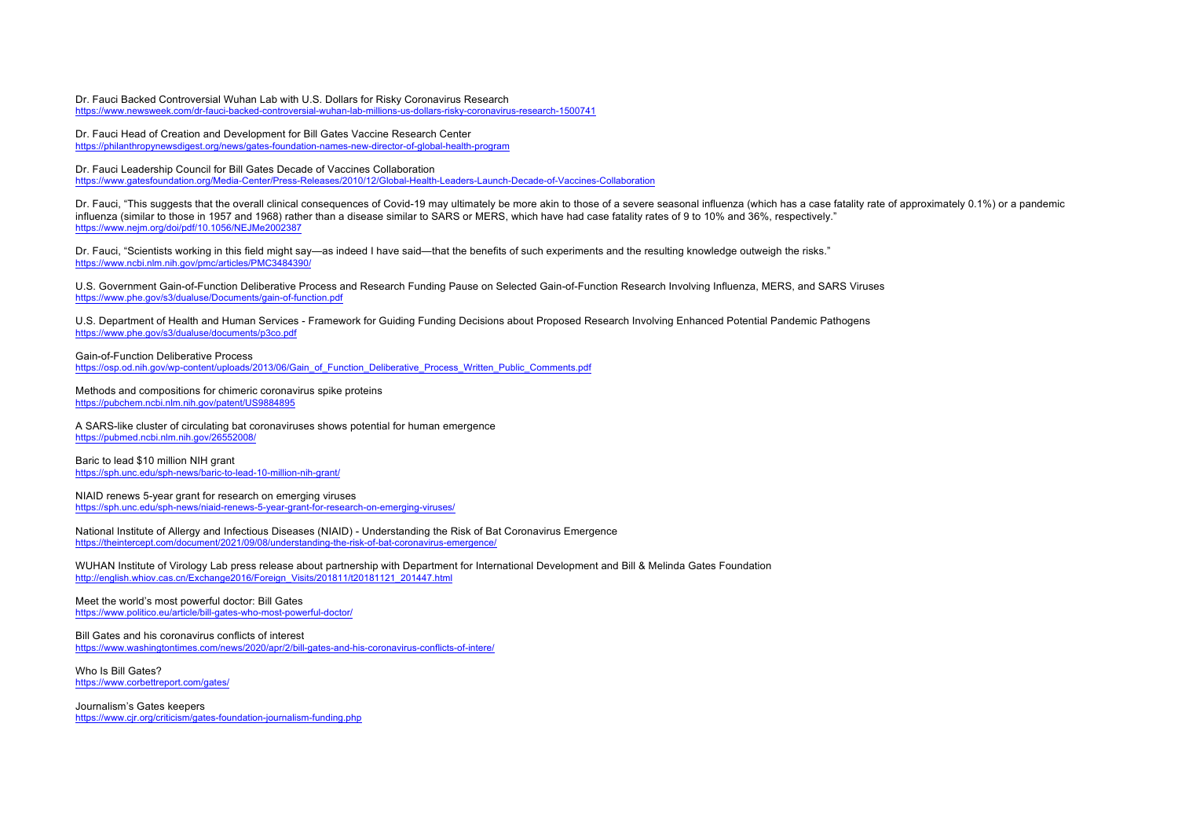Dr. Fauci Backed Controversial Wuhan Lab with U.S. Dollars for Risky Coronavirus Research
https://www.newsweek.com/dr-fauci-backed-controversial-wuhan-lab-millions-us-dollars-risky-coronavirus-research-1500741

Dr. Fauci Head of Creation and Development for Bill Gates Vaccine Research Center
https://philanthropynewsdigest.org/news/gates-foundation-names-new-director-of-global-health-program

Dr. Fauci Leadership Council for Bill Gates Decade of Vaccines Collaboration
https://www.gatesfoundation.org/Media-Center/Press-Releases/2010/12/Global-Health-Leaders-Launch-Decade-of-Vaccines-Collaboration

Dr. Fauci, "This suggests that the overall clinical consequences of Covid-19 may ultimately be more akin to those of a severe seasonal influenza (which has a case fatality rate of approximately 0.1%) or a pandemic influenza (similar to those in 1957 and 1968) rather than a disease similar to SARS or MERS, which have had case fatality rates of 9 to 10% and 36%, respectively."
https://www.nejm.org/doi/pdf/10.1056/NEJMe2002387

Dr. Fauci, "Scientists working in this field might say—as indeed I have said—that the benefits of such experiments and the resulting knowledge outweigh the risks."
https://www.ncbi.nlm.nih.gov/pmc/articles/PMC3484390/

U.S. Government Gain-of-Function Deliberative Process and Research Funding Pause on Selected Gain-of-Function Research Involving Influenza, MERS, and SARS Viruses
https://www.phe.gov/s3/dualuse/Documents/gain-of-function.pdf

U.S. Department of Health and Human Services - Framework for Guiding Funding Decisions about Proposed Research Involving Enhanced Potential Pandemic Pathogens
https://www.phe.gov/s3/dualuse/documents/p3co.pdf

Gain-of-Function Deliberative Process
https://osp.od.nih.gov/wp-content/uploads/2013/06/Gain_of_Function_Deliberative_Process_Written_Public_Comments.pdf

Methods and compositions for chimeric coronavirus spike proteins
https://pubchem.ncbi.nlm.nih.gov/patent/US9884895

A SARS-like cluster of circulating bat coronaviruses shows potential for human emergence
https://pubmed.ncbi.nlm.nih.gov/26552008/

Baric to lead $10 million NIH grant
https://sph.unc.edu/sph-news/baric-to-lead-10-million-nih-grant/

NIAID renews 5-year grant for research on emerging viruses
https://sph.unc.edu/sph-news/niaid-renews-5-year-grant-for-research-on-emerging-viruses/

National Institute of Allergy and Infectious Diseases (NIAID) - Understanding the Risk of Bat Coronavirus Emergence
https://theintercept.com/document/2021/09/08/understanding-the-risk-of-bat-coronavirus-emergence/

WUHAN Institute of Virology Lab press release about partnership with Department for International Development and Bill & Melinda Gates Foundation
http://english.whiov.cas.cn/Exchange2016/Foreign_Visits/201811/t20181121_201447.html

Meet the world's most powerful doctor: Bill Gates
https://www.politico.eu/article/bill-gates-who-most-powerful-doctor/

Bill Gates and his coronavirus conflicts of interest
https://www.washingtontimes.com/news/2020/apr/2/bill-gates-and-his-coronavirus-conflicts-of-intere/

Who Is Bill Gates?
https://www.corbettreport.com/gates/

Journalism's Gates keepers
https://www.cjr.org/criticism/gates-foundation-journalism-funding.php